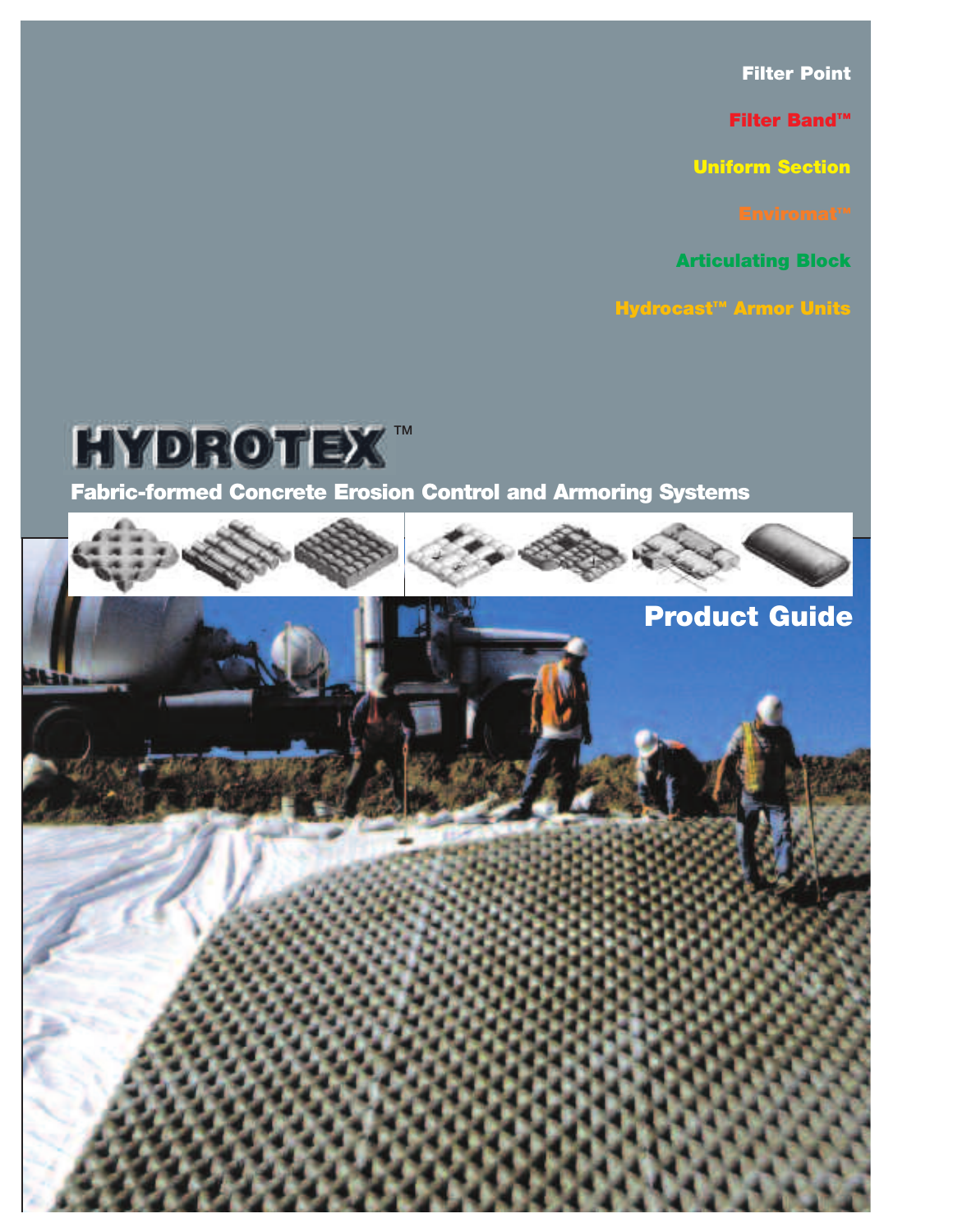Filter Point

Filter Band™

Uniform Section

Enviromat™

Articulating Block

Hydrocast™ Armor Units

# HYDROTEX™

**Fabric-formed Concrete Erosion Control and Armoring Systems**

## Product Guide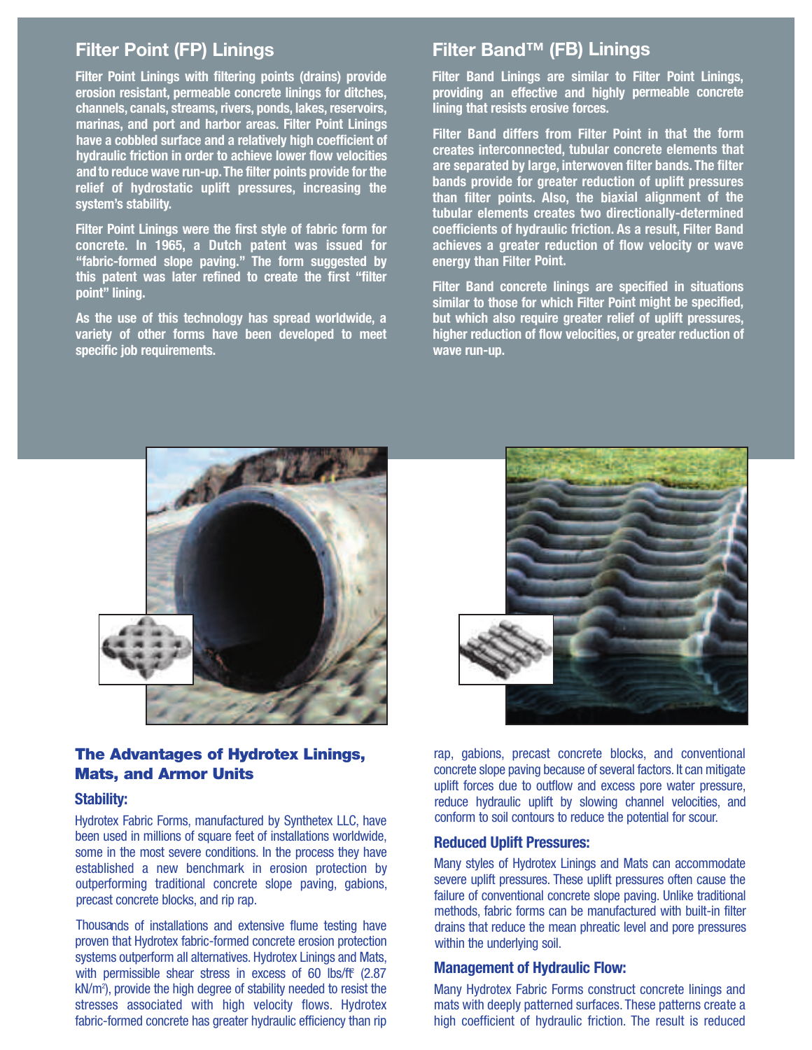## Filter Point (FP) Linings

**Filter Point Linings with filtering points (drains) provide erosion resistant, permeable concrete linings for ditches, channels, canals, streams, rivers, ponds, lakes, reservoirs, marinas, and port and harbor areas. Filter Point Linings have a cobbled surface and a relatively high coefficient of hydraulic friction in order to achieve lower flow velocities and to reduce wave run-up. The filter points provide for the relief of hydrostatic uplift pressures, increasing the system's stability.**

**Filter Point Linings were the first style of fabric form for concrete. In 1965, a Dutch patent was issued for "fabric-formed slope paving." The form suggested by this patent was later refined to create the first "filter point" lining.**

**As the use of this technology has spread worldwide, a variety of other forms have been developed to meet specific job requirements.**

## Filter Band™ (FB) Linings

**Filter Band Linings are similar to Filter Point Linings, providing an effective and highly permeable concrete lining that resists erosive forces.**

**Filter Band differs from Filter Point in that the form creates interconnected, tubular concrete elements that are separated by large, interwoven filter bands. The filter bands provide for greater reduction of uplift pressures than filter points. Also, the biaxial alignment of the tubular elements creates two directionally-determined coefficients of hydraulic friction. As a result, Filter Band achieves a greater reduction of flow velocity or wave energy than Filter Point.**

**Filter Band concrete linings are specified in situations similar to those for which Filter Point might be specified, but which also require greater relief of uplift pressures, higher reduction of flow velocities, or greater reduction of wave run-up.**

## The Advantages of Hydrotex Linings, Mats, and Armor Units

### Stability:

Hydrotex Fabric Forms, manufactured by Synthetex LLC, have been used in millions of square feet of installations worldwide, some in the most severe conditions. In the process they have established a new benchmark in erosion protection by outperforming traditional concrete slope paving, gabions, precast concrete blocks, and rip rap.

Thousands of installations and extensive flume testing have proven that Hydrotex fabric-formed concrete erosion protection systems outperform all alternatives. Hydrotex Linings and Mats, with permissible shear stress in excess of 60 lbs/ft$^2$ (2.87 kN/m$^2$), provide the high degree of stability needed to resist the stresses associated with high velocity flows. Hydrotex fabric-formed concrete has greater hydraulic efficiency than rip rap, gabions, precast concrete blocks, and conventional concrete slope paving because of several factors. It can mitigate uplift forces due to outflow and excess pore water pressure, reduce hydraulic uplift by slowing channel velocities, and conform to soil contours to reduce the potential for scour.

### Reduced Uplift Pressures:

Many styles of Hydrotex Linings and Mats can accommodate severe uplift pressures. These uplift pressures often cause the failure of conventional concrete slope paving. Unlike traditional methods, fabric forms can be manufactured with built-in filter drains that reduce the mean phreatic level and pore pressures within the underlying soil.

### Management of Hydraulic Flow:

Many Hydrotex Fabric Forms construct concrete linings and mats with deeply patterned surfaces. These patterns create a high coefficient of hydraulic friction. The result is reduced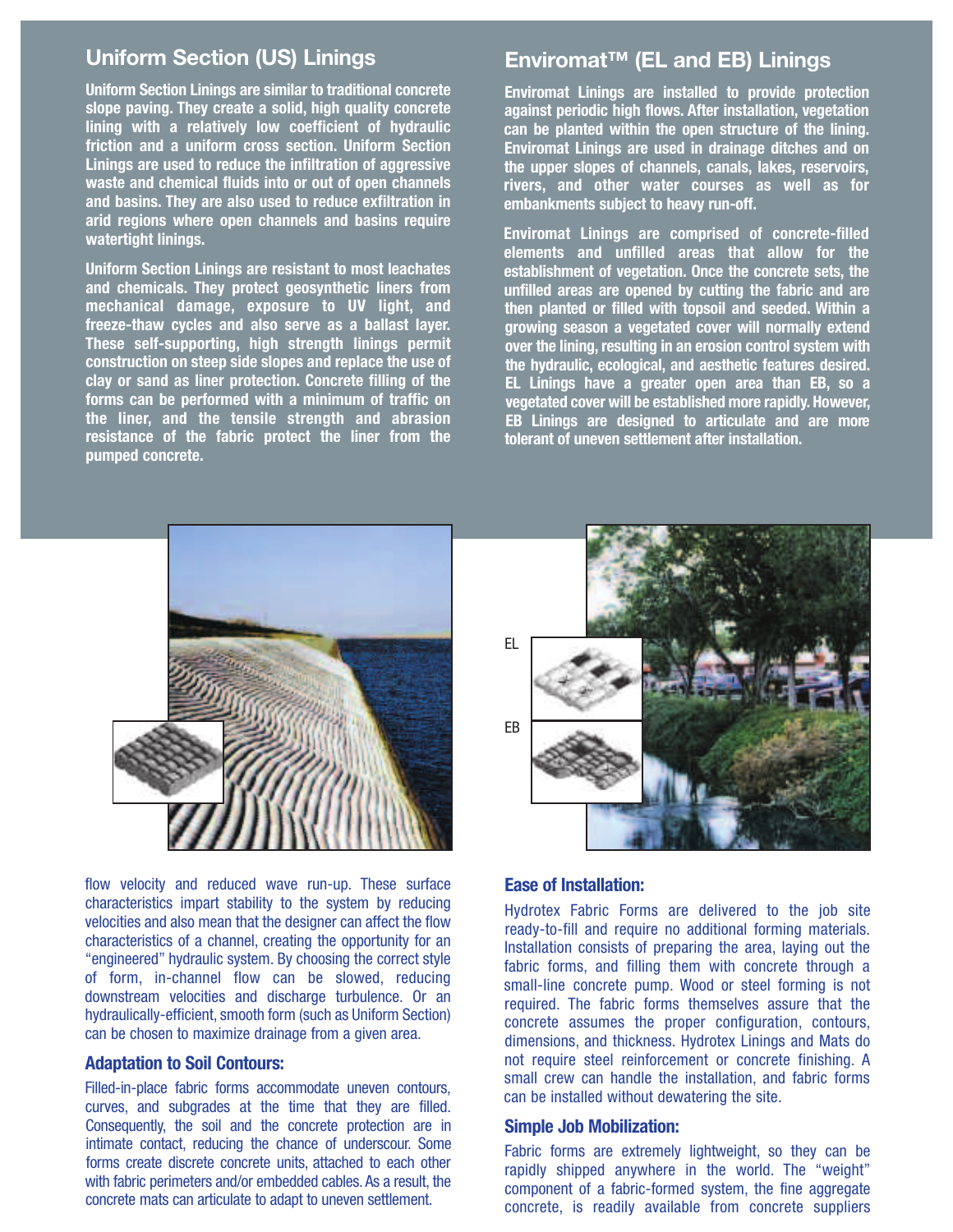## Uniform Section (US) Linings

**Uniform Section Linings are similar to traditional concrete slope paving. They create a solid, high quality concrete lining with a relatively low coefficient of hydraulic friction and a uniform cross section. Uniform Section Linings are used to reduce the infiltration of aggressive waste and chemical fluids into or out of open channels and basins. They are also used to reduce exfiltration in arid regions where open channels and basins require watertight linings.**

**Uniform Section Linings are resistant to most leachates and chemicals. They protect geosynthetic liners from mechanical damage, exposure to UV light, and freeze-thaw cycles and also serve as a ballast layer. These self-supporting, high strength linings permit construction on steep side slopes and replace the use of clay or sand as liner protection. Concrete filling of the forms can be performed with a minimum of traffic on the liner, and the tensile strength and abrasion resistance of the fabric protect the liner from the pumped concrete.**

## Enviromat™ (EL and EB) Linings

**Enviromat Linings are installed to provide protection against periodic high flows. After installation, vegetation can be planted within the open structure of the lining. Enviromat Linings are used in drainage ditches and on the upper slopes of channels, canals, lakes, reservoirs, rivers, and other water courses as well as for embankments subject to heavy run-off.**

**Enviromat Linings are comprised of concrete-filled elements and unfilled areas that allow for the establishment of vegetation. Once the concrete sets, the unfilled areas are opened by cutting the fabric and are then planted or filled with topsoil and seeded. Within a growing season a vegetated cover will normally extend over the lining, resulting in an erosion control system with the hydraulic, ecological, and aesthetic features desired. EL Linings have a greater open area than EB, so a vegetated cover will be established more rapidly. However, EB Linings are designed to articulate and are more tolerant of uneven settlement after installation.**

EL

EB

flow velocity and reduced wave run-up. These surface characteristics impart stability to the system by reducing velocities and also mean that the designer can affect the flow characteristics of a channel, creating the opportunity for an "engineered" hydraulic system. By choosing the correct style of form, in-channel flow can be slowed, reducing downstream velocities and discharge turbulence. Or an hydraulically-efficient, smooth form (such as Uniform Section) can be chosen to maximize drainage from a given area.

### Adaptation to Soil Contours:

Filled-in-place fabric forms accommodate uneven contours, curves, and subgrades at the time that they are filled. Consequently, the soil and the concrete protection are in intimate contact, reducing the chance of underscour. Some forms create discrete concrete units, attached to each other with fabric perimeters and/or embedded cables. As a result, the concrete mats can articulate to adapt to uneven settlement.

### Ease of Installation:

Hydrotex Fabric Forms are delivered to the job site ready-to-fill and require no additional forming materials. Installation consists of preparing the area, laying out the fabric forms, and filling them with concrete through a small-line concrete pump. Wood or steel forming is not required. The fabric forms themselves assure that the concrete assumes the proper configuration, contours, dimensions, and thickness. Hydrotex Linings and Mats do not require steel reinforcement or concrete finishing. A small crew can handle the installation, and fabric forms can be installed without dewatering the site.

### Simple Job Mobilization:

Fabric forms are extremely lightweight, so they can be rapidly shipped anywhere in the world. The "weight" component of a fabric-formed system, the fine aggregate concrete, is readily available from concrete suppliers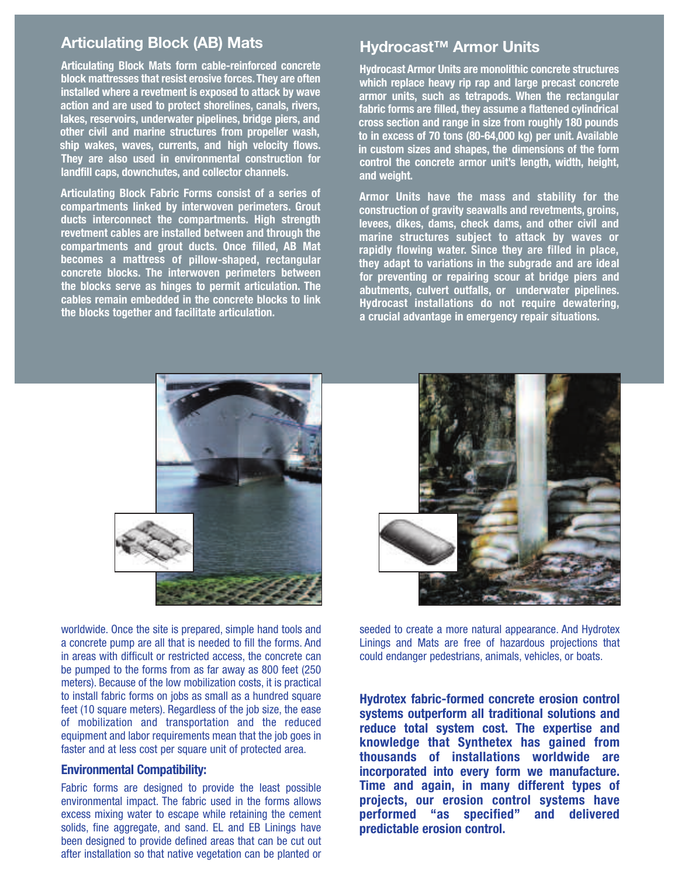## Articulating Block (AB) Mats

**Articulating Block Mats form cable-reinforced concrete block mattresses that resist erosive forces. They are often installed where a revetment is exposed to attack by wave action and are used to protect shorelines, canals, rivers, lakes, reservoirs, underwater pipelines, bridge piers, and other civil and marine structures from propeller wash, ship wakes, waves, currents, and high velocity flows. They are also used in environmental construction for landfill caps, downchutes, and collector channels.**

**Articulating Block Fabric Forms consist of a series of compartments linked by interwoven perimeters. Grout ducts interconnect the compartments. High strength revetment cables are installed between and through the compartments and grout ducts. Once filled, AB Mat becomes a mattress of pillow-shaped, rectangular concrete blocks. The interwoven perimeters between the blocks serve as hinges to permit articulation. The cables remain embedded in the concrete blocks to link the blocks together and facilitate articulation.**

## Hydrocast™ Armor Units

**Hydrocast Armor Units are monolithic concrete structures which replace heavy rip rap and large precast concrete armor units, such as tetrapods. When the rectangular fabric forms are filled, they assume a flattened cylindrical cross section and range in size from roughly 180 pounds to in excess of 70 tons (80-64,000 kg) per unit. Available in custom sizes and shapes, the dimensions of the form control the concrete armor unit's length, width, height, and weight.**

**Armor Units have the mass and stability for the construction of gravity seawalls and revetments, groins, levees, dikes, dams, check dams, and other civil and marine structures subject to attack by waves or rapidly flowing water. Since they are filled in place, they adapt to variations in the subgrade and are ideal for preventing or repairing scour at bridge piers and abutments, culvert outfalls, or underwater pipelines. Hydrocast installations do not require dewatering, a crucial advantage in emergency repair situations.**

worldwide. Once the site is prepared, simple hand tools and a concrete pump are all that is needed to fill the forms. And in areas with difficult or restricted access, the concrete can be pumped to the forms from as far away as 800 feet (250 meters). Because of the low mobilization costs, it is practical to install fabric forms on jobs as small as a hundred square feet (10 square meters). Regardless of the job size, the ease of mobilization and transportation and the reduced equipment and labor requirements mean that the job goes in faster and at less cost per square unit of protected area.

### Environmental Compatibility:

Fabric forms are designed to provide the least possible environmental impact. The fabric used in the forms allows excess mixing water to escape while retaining the cement solids, fine aggregate, and sand. EL and EB Linings have been designed to provide defined areas that can be cut out after installation so that native vegetation can be planted or seeded to create a more natural appearance. And Hydrotex Linings and Mats are free of hazardous projections that could endanger pedestrians, animals, vehicles, or boats.

**Hydrotex fabric-formed concrete erosion control systems outperform all traditional solutions and reduce total system cost. The expertise and knowledge that Synthetex has gained from thousands of installations worldwide are incorporated into every form we manufacture. Time and again, in many different types of projects, our erosion control systems have performed "as specified" and delivered predictable erosion control.**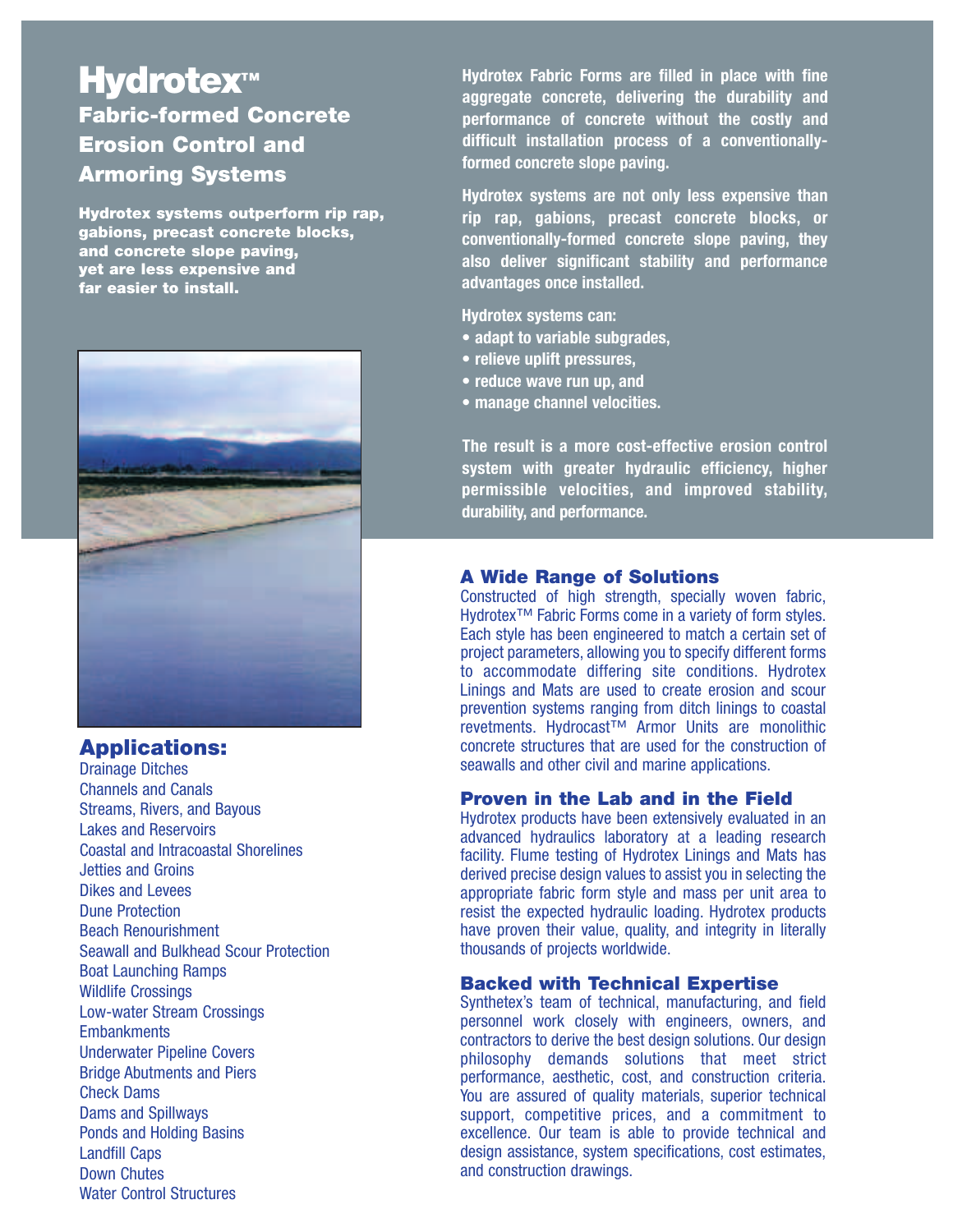# Hydrotex™

## Fabric-formed Concrete Erosion Control and Armoring Systems

**Hydrotex systems outperform rip rap, gabions, precast concrete blocks, and concrete slope paving, yet are less expensive and far easier to install.**

**Hydrotex Fabric Forms are filled in place with fine aggregate concrete, delivering the durability and performance of concrete without the costly and difficult installation process of a conventionally-formed concrete slope paving.**

**Hydrotex systems are not only less expensive than rip rap, gabions, precast concrete blocks, or conventionally-formed concrete slope paving, they also deliver significant stability and performance advantages once installed.**

**Hydrotex systems can:**

- **adapt to variable subgrades,**
- **relieve uplift pressures,**
- **reduce wave run up, and**
- **manage channel velocities.**

**The result is a more cost-effective erosion control system with greater hydraulic efficiency, higher permissible velocities, and improved stability, durability, and performance.**

## Applications:

Drainage Ditches
Channels and Canals
Streams, Rivers, and Bayous
Lakes and Reservoirs
Coastal and Intracoastal Shorelines
Jetties and Groins
Dikes and Levees
Dune Protection
Beach Renourishment
Seawall and Bulkhead Scour Protection
Boat Launching Ramps
Wildlife Crossings
Low-water Stream Crossings
Embankments
Underwater Pipeline Covers
Bridge Abutments and Piers
Check Dams
Dams and Spillways
Ponds and Holding Basins
Landfill Caps
Down Chutes
Water Control Structures

### A Wide Range of Solutions

Constructed of high strength, specially woven fabric, Hydrotex™ Fabric Forms come in a variety of form styles. Each style has been engineered to match a certain set of project parameters, allowing you to specify different forms to accommodate differing site conditions. Hydrotex Linings and Mats are used to create erosion and scour prevention systems ranging from ditch linings to coastal revetments. Hydrocast™ Armor Units are monolithic concrete structures that are used for the construction of seawalls and other civil and marine applications.

### Proven in the Lab and in the Field

Hydrotex products have been extensively evaluated in an advanced hydraulics laboratory at a leading research facility. Flume testing of Hydrotex Linings and Mats has derived precise design values to assist you in selecting the appropriate fabric form style and mass per unit area to resist the expected hydraulic loading. Hydrotex products have proven their value, quality, and integrity in literally thousands of projects worldwide.

### Backed with Technical Expertise

Synthetex's team of technical, manufacturing, and field personnel work closely with engineers, owners, and contractors to derive the best design solutions. Our design philosophy demands solutions that meet strict performance, aesthetic, cost, and construction criteria. You are assured of quality materials, superior technical support, competitive prices, and a commitment to excellence. Our team is able to provide technical and design assistance, system specifications, cost estimates, and construction drawings.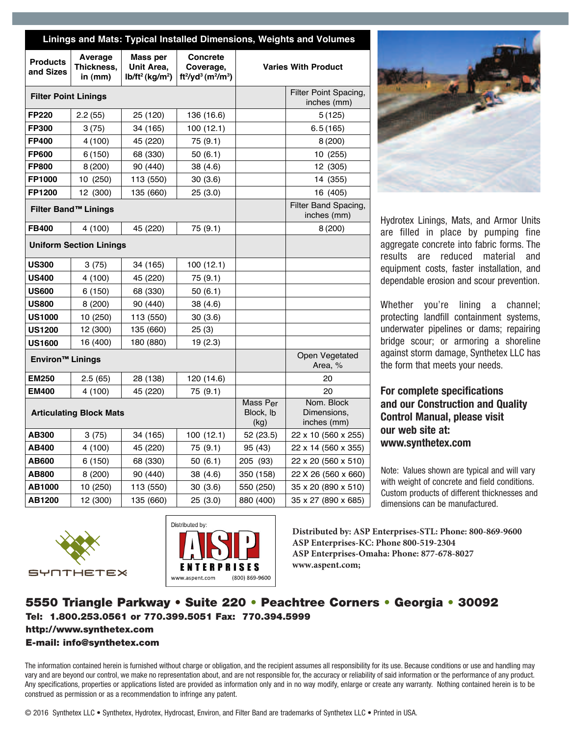## Linings and Mats: Typical Installed Dimensions, Weights and Volumes

| Products and Sizes | Average Thickness, in (mm) | Mass per Unit Area, lb/ft² (kg/m²) | Concrete Coverage, ft²/yd³ (m²/m³) | Varies With Product | |
|---|---|---|---|---|---|
| **Filter Point Linings** | | | | | Filter Point Spacing, inches (mm) |
| **FP220** | 2.2 (55) | 25 (120) | 136 (16.6) | | 5 (125) |
| **FP300** | 3 (75) | 34 (165) | 100 (12.1) | | 6.5 (165) |
| **FP400** | 4 (100) | 45 (220) | 75 (9.1) | | 8 (200) |
| **FP600** | 6 (150) | 68 (330) | 50 (6.1) | | 10 (255) |
| **FP800** | 8 (200) | 90 (440) | 38 (4.6) | | 12 (305) |
| **FP1000** | 10 (250) | 113 (550) | 30 (3.6) | | 14 (355) |
| **FP1200** | 12 (300) | 135 (660) | 25 (3.0) | | 16 (405) |
| **Filter Band™ Linings** | | | | | Filter Band Spacing, inches (mm) |
| **FB400** | 4 (100) | 45 (220) | 75 (9.1) | | 8 (200) |
| **Uniform Section Linings** | | | | | |
| **US300** | 3 (75) | 34 (165) | 100 (12.1) | | |
| **US400** | 4 (100) | 45 (220) | 75 (9.1) | | |
| **US600** | 6 (150) | 68 (330) | 50 (6.1) | | |
| **US800** | 8 (200) | 90 (440) | 38 (4.6) | | |
| **US1000** | 10 (250) | 113 (550) | 30 (3.6) | | |
| **US1200** | 12 (300) | 135 (660) | 25 (3) | | |
| **US1600** | 16 (400) | 180 (880) | 19 (2.3) | | |
| **Environ™ Linings** | | | | | Open Vegetated Area, % |
| **EM250** | 2.5 (65) | 28 (138) | 120 (14.6) | | 20 |
| **EM400** | 4 (100) | 45 (220) | 75 (9.1) | | 20 |
| **Articulating Block Mats** | | | | Mass Per Block, lb (kg) | Nom. Block Dimensions, inches (mm) |
| **AB300** | 3 (75) | 34 (165) | 100 (12.1) | 52 (23.5) | 22 x 10 (560 x 255) |
| **AB400** | 4 (100) | 45 (220) | 75 (9.1) | 95 (43) | 22 x 14 (560 x 355) |
| **AB600** | 6 (150) | 68 (330) | 50 (6.1) | 205 (93) | 22 x 20 (560 x 510) |
| **AB800** | 8 (200) | 90 (440) | 38 (4.6) | 350 (158) | 22 X 26 (560 x 660) |
| **AB1000** | 10 (250) | 113 (550) | 30 (3.6) | 550 (250) | 35 x 20 (890 x 510) |
| **AB1200** | 12 (300) | 135 (660) | 25 (3.0) | 880 (400) | 35 x 27 (890 x 685) |

Hydrotex Linings, Mats, and Armor Units are filled in place by pumping fine aggregate concrete into fabric forms. The results are reduced material and equipment costs, faster installation, and dependable erosion and scour prevention.

Whether you're lining a channel; protecting landfill containment systems, underwater pipelines or dams; repairing bridge scour; or armoring a shoreline against storm damage, Synthetex LLC has the form that meets your needs.

**For complete specifications and our Construction and Quality Control Manual, please visit our web site at: www.synthetex.com**

Note: Values shown are typical and will vary with weight of concrete and field conditions. Custom products of different thicknesses and dimensions can be manufactured.

SYNTHETEX

Distributed by:
ASP ENTERPRISES
www.aspent.com (800) 869-9600

**Distributed by: ASP Enterprises-STL: Phone: 800-869-9600**
**ASP Enterprises-KC: Phone 800-519-2304**
**ASP Enterprises-Omaha: Phone: 877-678-8027**
**www.aspent.com;**

## 5550 Triangle Parkway • Suite 220 • Peachtree Corners • Georgia • 30092

**Tel: 1.800.253.0561 or 770.399.5051 Fax: 770.394.5999**
**http://www.synthetex.com**
**E-mail: info@synthetex.com**

The information contained herein is furnished without charge or obligation, and the recipient assumes all responsibility for its use. Because conditions or use and handling may vary and are beyond our control, we make no representation about, and are not responsible for, the accuracy or reliability of said information or the performance of any product. Any specifications, properties or applications listed are provided as information only and in no way modify, enlarge or create any warranty. Nothing contained herein is to be construed as permission or as a recommendation to infringe any patent.

© 2016 Synthetex LLC • Synthetex, Hydrotex, Hydrocast, Environ, and Filter Band are trademarks of Synthetex LLC • Printed in USA.